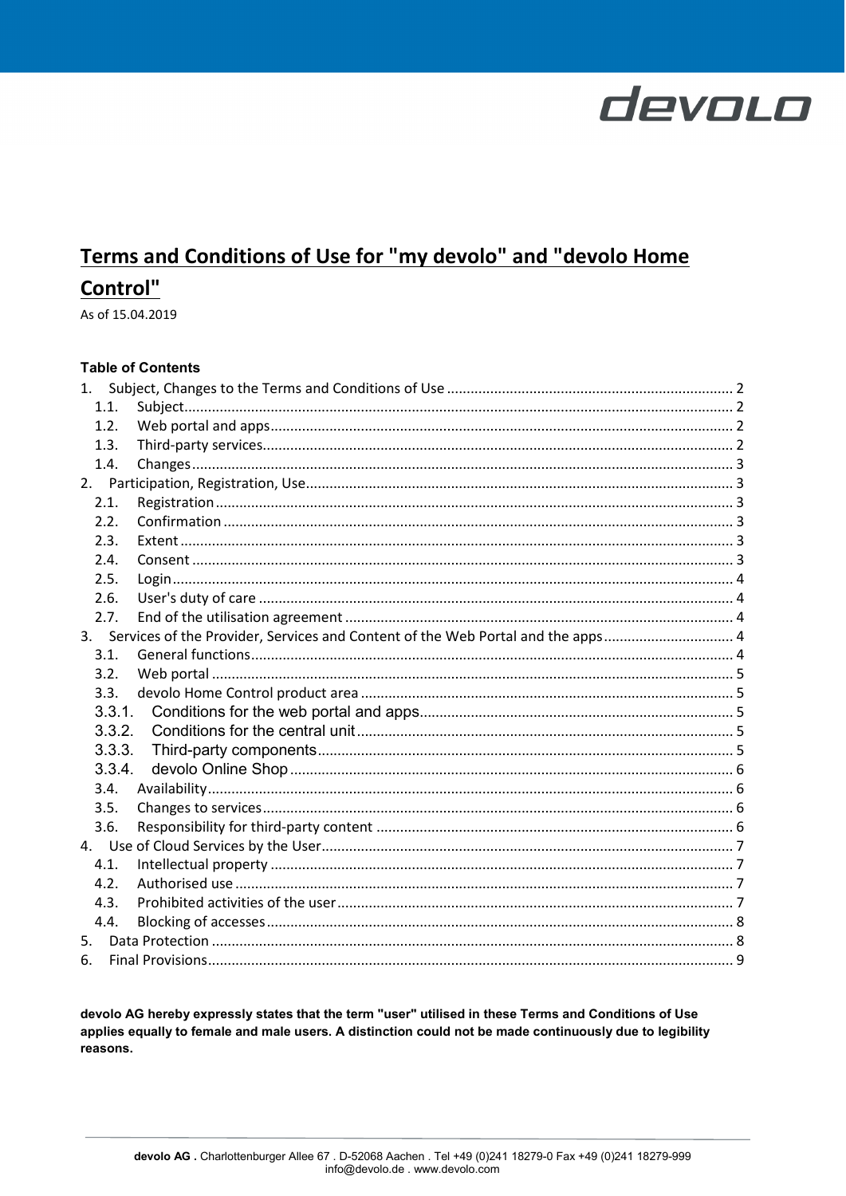# Terms and Conditions of Use for "my devolo" and "devolo Home Control"

As of 15.04.2019

**Table of Contents**

1. Subject, Changes to the Terms and Conditions of Use ........ 2
   - 1.1. Subject ........ 2
   - 1.2. Web portal and apps ........ 2
   - 1.3. Third-party services ........ 2
   - 1.4. Changes ........ 3
2. Participation, Registration, Use ........ 3
   - 2.1. Registration ........ 3
   - 2.2. Confirmation ........ 3
   - 2.3. Extent ........ 3
   - 2.4. Consent ........ 3
   - 2.5. Login ........ 4
   - 2.6. User's duty of care ........ 4
   - 2.7. End of the utilisation agreement ........ 4
3. Services of the Provider, Services and Content of the Web Portal and the apps ........ 4
   - 3.1. General functions ........ 4
   - 3.2. Web portal ........ 5
   - 3.3. devolo Home Control product area ........ 5
     - 3.3.1. Conditions for the web portal and apps ........ 5
     - 3.3.2. Conditions for the central unit ........ 5
     - 3.3.3. Third-party components ........ 5
     - 3.3.4. devolo Online Shop ........ 6
   - 3.4. Availability ........ 6
   - 3.5. Changes to services ........ 6
   - 3.6. Responsibility for third-party content ........ 6
4. Use of Cloud Services by the User ........ 7
   - 4.1. Intellectual property ........ 7
   - 4.2. Authorised use ........ 7
   - 4.3. Prohibited activities of the user ........ 7
   - 4.4. Blocking of accesses ........ 8
5. Data Protection ........ 8
6. Final Provisions ........ 9

**devolo AG hereby expressly states that the term "user" utilised in these Terms and Conditions of Use applies equally to female and male users. A distinction could not be made continuously due to legibility reasons.**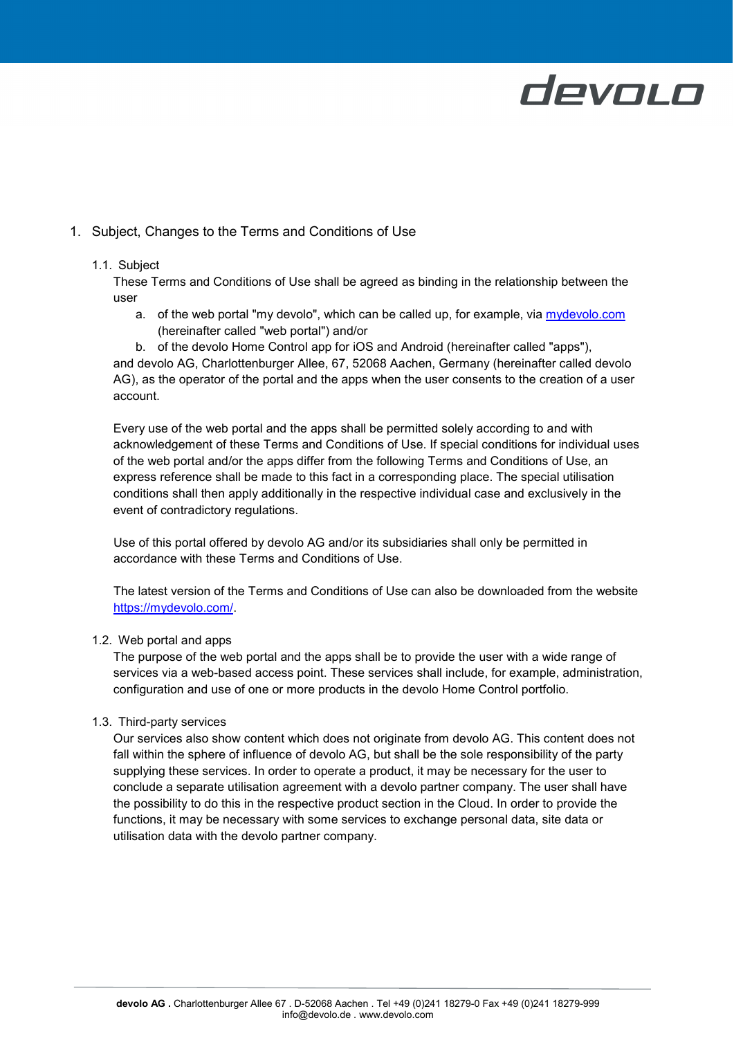# 1. Subject, Changes to the Terms and Conditions of Use

## 1.1. Subject

These Terms and Conditions of Use shall be agreed as binding in the relationship between the user

a. of the web portal "my devolo", which can be called up, for example, via [mydevolo.com](mydevolo.com) (hereinafter called "web portal") and/or
b. of the devolo Home Control app for iOS and Android (hereinafter called "apps"),

and devolo AG, Charlottenburger Allee, 67, 52068 Aachen, Germany (hereinafter called devolo AG), as the operator of the portal and the apps when the user consents to the creation of a user account.

Every use of the web portal and the apps shall be permitted solely according to and with acknowledgement of these Terms and Conditions of Use. If special conditions for individual uses of the web portal and/or the apps differ from the following Terms and Conditions of Use, an express reference shall be made to this fact in a corresponding place. The special utilisation conditions shall then apply additionally in the respective individual case and exclusively in the event of contradictory regulations.

Use of this portal offered by devolo AG and/or its subsidiaries shall only be permitted in accordance with these Terms and Conditions of Use.

The latest version of the Terms and Conditions of Use can also be downloaded from the website [https://mydevolo.com/](https://mydevolo.com/).

## 1.2. Web portal and apps

The purpose of the web portal and the apps shall be to provide the user with a wide range of services via a web-based access point. These services shall include, for example, administration, configuration and use of one or more products in the devolo Home Control portfolio.

## 1.3. Third-party services

Our services also show content which does not originate from devolo AG. This content does not fall within the sphere of influence of devolo AG, but shall be the sole responsibility of the party supplying these services. In order to operate a product, it may be necessary for the user to conclude a separate utilisation agreement with a devolo partner company. The user shall have the possibility to do this in the respective product section in the Cloud. In order to provide the functions, it may be necessary with some services to exchange personal data, site data or utilisation data with the devolo partner company.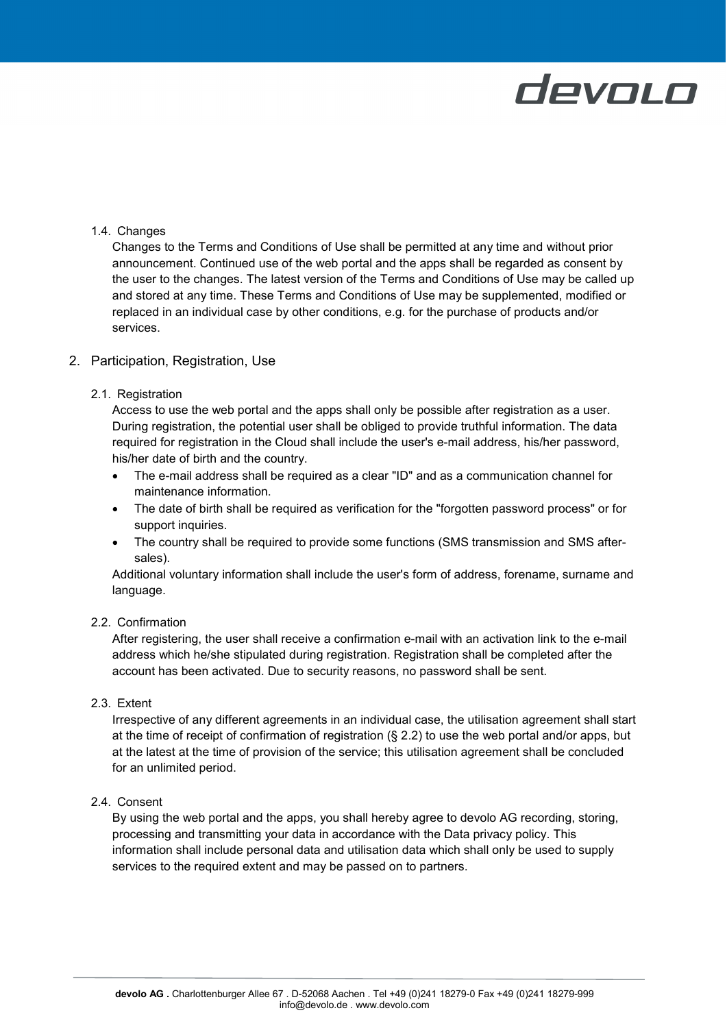### 1.4. Changes

Changes to the Terms and Conditions of Use shall be permitted at any time and without prior announcement. Continued use of the web portal and the apps shall be regarded as consent by the user to the changes. The latest version of the Terms and Conditions of Use may be called up and stored at any time. These Terms and Conditions of Use may be supplemented, modified or replaced in an individual case by other conditions, e.g. for the purchase of products and/or services.

## 2. Participation, Registration, Use

### 2.1. Registration

Access to use the web portal and the apps shall only be possible after registration as a user. During registration, the potential user shall be obliged to provide truthful information. The data required for registration in the Cloud shall include the user's e-mail address, his/her password, his/her date of birth and the country.

- The e-mail address shall be required as a clear "ID" and as a communication channel for maintenance information.
- The date of birth shall be required as verification for the "forgotten password process" or for support inquiries.
- The country shall be required to provide some functions (SMS transmission and SMS after-sales).

Additional voluntary information shall include the user's form of address, forename, surname and language.

### 2.2. Confirmation

After registering, the user shall receive a confirmation e-mail with an activation link to the e-mail address which he/she stipulated during registration. Registration shall be completed after the account has been activated. Due to security reasons, no password shall be sent.

### 2.3. Extent

Irrespective of any different agreements in an individual case, the utilisation agreement shall start at the time of receipt of confirmation of registration (§ 2.2) to use the web portal and/or apps, but at the latest at the time of provision of the service; this utilisation agreement shall be concluded for an unlimited period.

### 2.4. Consent

By using the web portal and the apps, you shall hereby agree to devolo AG recording, storing, processing and transmitting your data in accordance with the Data privacy policy. This information shall include personal data and utilisation data which shall only be used to supply services to the required extent and may be passed on to partners.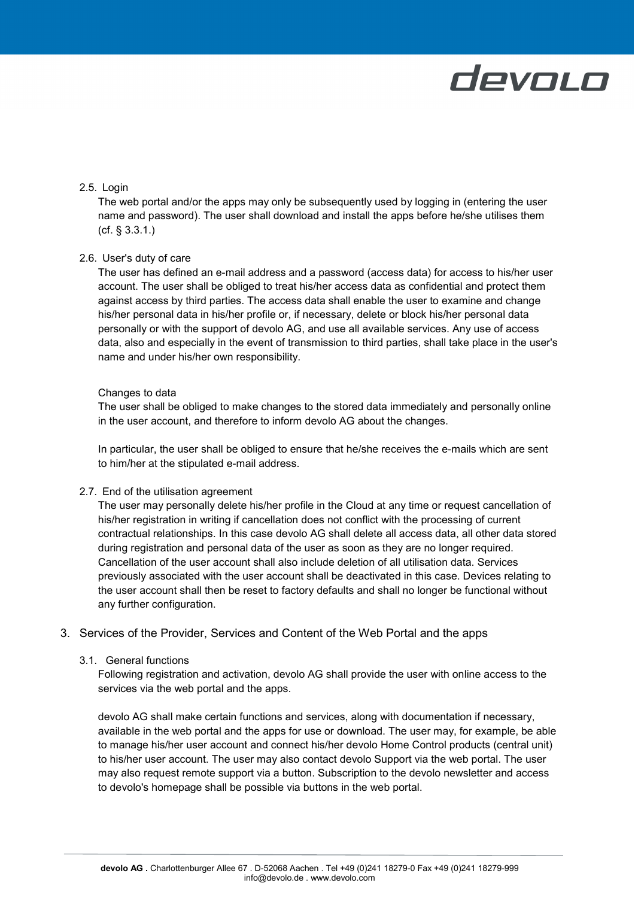### 2.5. Login

The web portal and/or the apps may only be subsequently used by logging in (entering the user name and password). The user shall download and install the apps before he/she utilises them (cf. § 3.3.1.)

### 2.6. User's duty of care

The user has defined an e-mail address and a password (access data) for access to his/her user account. The user shall be obliged to treat his/her access data as confidential and protect them against access by third parties. The access data shall enable the user to examine and change his/her personal data in his/her profile or, if necessary, delete or block his/her personal data personally or with the support of devolo AG, and use all available services. Any use of access data, also and especially in the event of transmission to third parties, shall take place in the user's name and under his/her own responsibility.

Changes to data

The user shall be obliged to make changes to the stored data immediately and personally online in the user account, and therefore to inform devolo AG about the changes.

In particular, the user shall be obliged to ensure that he/she receives the e-mails which are sent to him/her at the stipulated e-mail address.

### 2.7. End of the utilisation agreement

The user may personally delete his/her profile in the Cloud at any time or request cancellation of his/her registration in writing if cancellation does not conflict with the processing of current contractual relationships. In this case devolo AG shall delete all access data, all other data stored during registration and personal data of the user as soon as they are no longer required. Cancellation of the user account shall also include deletion of all utilisation data. Services previously associated with the user account shall be deactivated in this case. Devices relating to the user account shall then be reset to factory defaults and shall no longer be functional without any further configuration.

## 3. Services of the Provider, Services and Content of the Web Portal and the apps

### 3.1. General functions

Following registration and activation, devolo AG shall provide the user with online access to the services via the web portal and the apps.

devolo AG shall make certain functions and services, along with documentation if necessary, available in the web portal and the apps for use or download. The user may, for example, be able to manage his/her user account and connect his/her devolo Home Control products (central unit) to his/her user account. The user may also contact devolo Support via the web portal. The user may also request remote support via a button. Subscription to the devolo newsletter and access to devolo's homepage shall be possible via buttons in the web portal.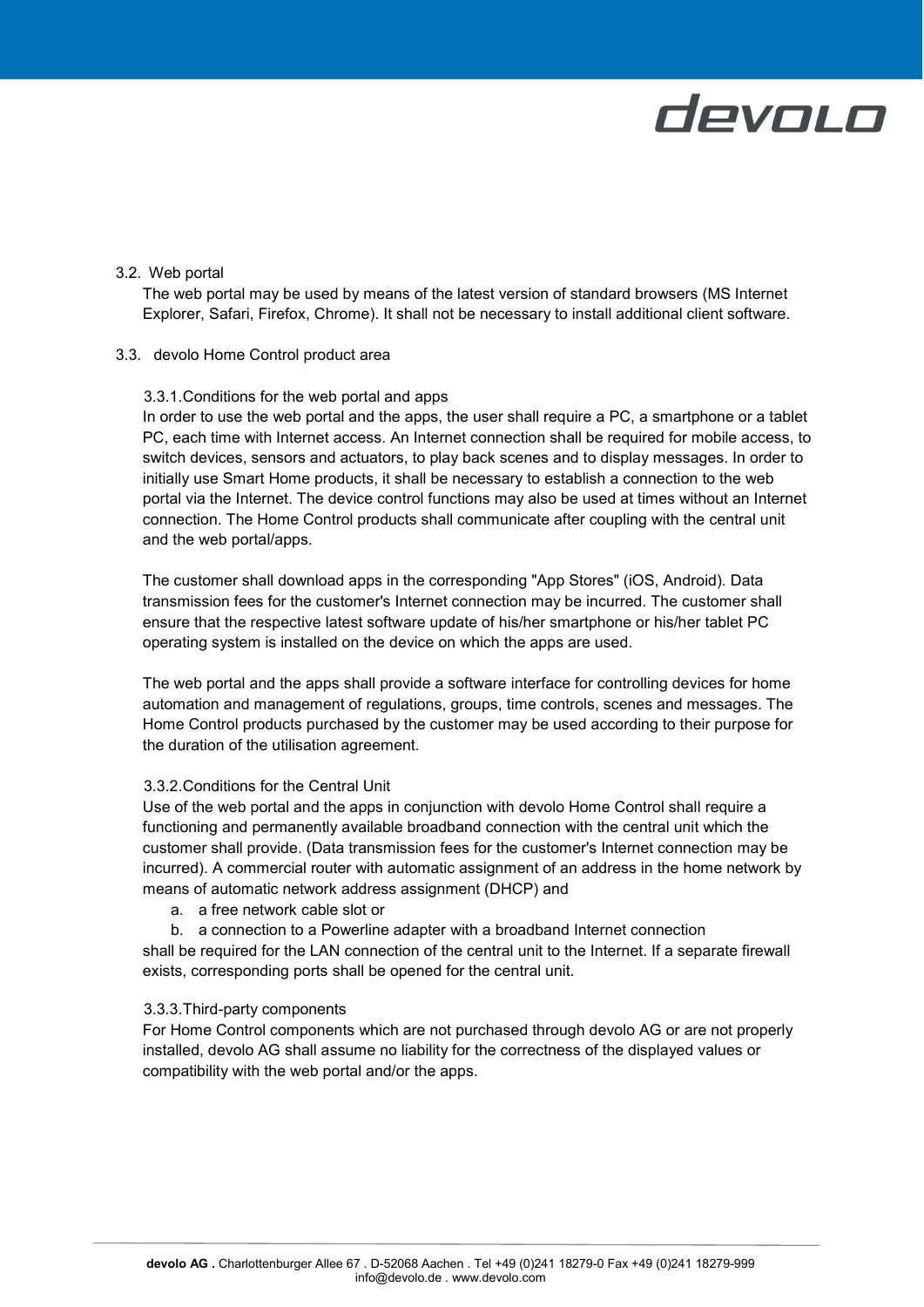## 3.2. Web portal

The web portal may be used by means of the latest version of standard browsers (MS Internet Explorer, Safari, Firefox, Chrome). It shall not be necessary to install additional client software.

## 3.3. devolo Home Control product area

### 3.3.1. Conditions for the web portal and apps

In order to use the web portal and the apps, the user shall require a PC, a smartphone or a tablet PC, each time with Internet access. An Internet connection shall be required for mobile access, to switch devices, sensors and actuators, to play back scenes and to display messages. In order to initially use Smart Home products, it shall be necessary to establish a connection to the web portal via the Internet. The device control functions may also be used at times without an Internet connection. The Home Control products shall communicate after coupling with the central unit and the web portal/apps.

The customer shall download apps in the corresponding "App Stores" (iOS, Android). Data transmission fees for the customer's Internet connection may be incurred. The customer shall ensure that the respective latest software update of his/her smartphone or his/her tablet PC operating system is installed on the device on which the apps are used.

The web portal and the apps shall provide a software interface for controlling devices for home automation and management of regulations, groups, time controls, scenes and messages. The Home Control products purchased by the customer may be used according to their purpose for the duration of the utilisation agreement.

### 3.3.2. Conditions for the Central Unit

Use of the web portal and the apps in conjunction with devolo Home Control shall require a functioning and permanently available broadband connection with the central unit which the customer shall provide. (Data transmission fees for the customer's Internet connection may be incurred). A commercial router with automatic assignment of an address in the home network by means of automatic network address assignment (DHCP) and

a. a free network cable slot or
b. a connection to a Powerline adapter with a broadband Internet connection

shall be required for the LAN connection of the central unit to the Internet. If a separate firewall exists, corresponding ports shall be opened for the central unit.

### 3.3.3. Third-party components

For Home Control components which are not purchased through devolo AG or are not properly installed, devolo AG shall assume no liability for the correctness of the displayed values or compatibility with the web portal and/or the apps.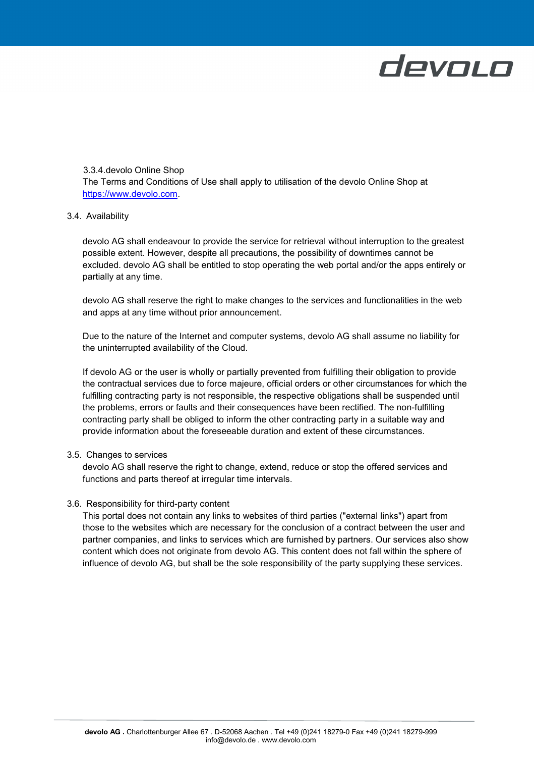#### 3.3.4. devolo Online Shop

The Terms and Conditions of Use shall apply to utilisation of the devolo Online Shop at https://www.devolo.com.

### 3.4. Availability

devolo AG shall endeavour to provide the service for retrieval without interruption to the greatest possible extent. However, despite all precautions, the possibility of downtimes cannot be excluded. devolo AG shall be entitled to stop operating the web portal and/or the apps entirely or partially at any time.

devolo AG shall reserve the right to make changes to the services and functionalities in the web and apps at any time without prior announcement.

Due to the nature of the Internet and computer systems, devolo AG shall assume no liability for the uninterrupted availability of the Cloud.

If devolo AG or the user is wholly or partially prevented from fulfilling their obligation to provide the contractual services due to force majeure, official orders or other circumstances for which the fulfilling contracting party is not responsible, the respective obligations shall be suspended until the problems, errors or faults and their consequences have been rectified. The non-fulfilling contracting party shall be obliged to inform the other contracting party in a suitable way and provide information about the foreseeable duration and extent of these circumstances.

### 3.5. Changes to services

devolo AG shall reserve the right to change, extend, reduce or stop the offered services and functions and parts thereof at irregular time intervals.

### 3.6. Responsibility for third-party content

This portal does not contain any links to websites of third parties ("external links") apart from those to the websites which are necessary for the conclusion of a contract between the user and partner companies, and links to services which are furnished by partners. Our services also show content which does not originate from devolo AG. This content does not fall within the sphere of influence of devolo AG, but shall be the sole responsibility of the party supplying these services.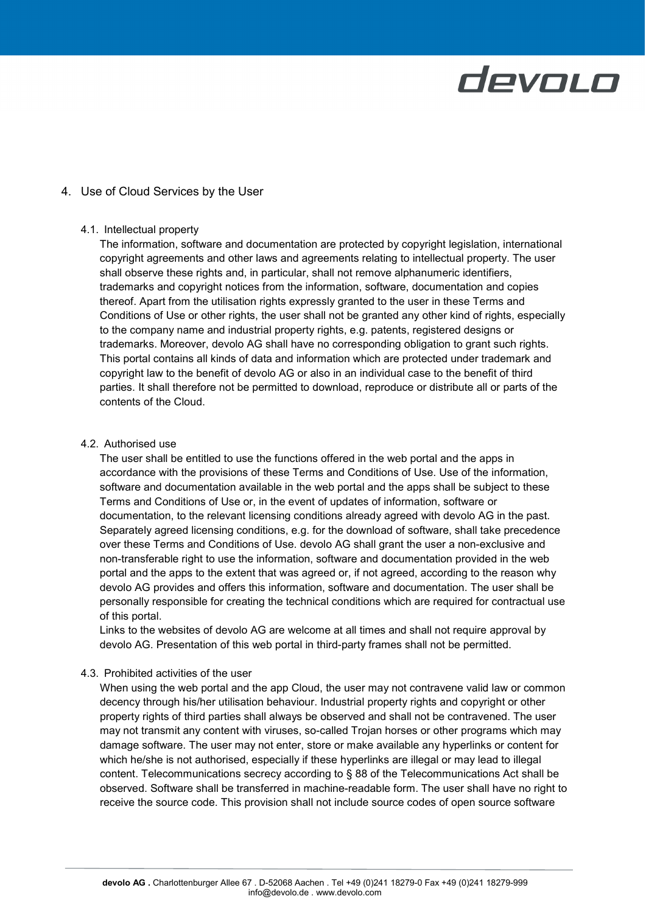## 4. Use of Cloud Services by the User

### 4.1. Intellectual property

The information, software and documentation are protected by copyright legislation, international copyright agreements and other laws and agreements relating to intellectual property. The user shall observe these rights and, in particular, shall not remove alphanumeric identifiers, trademarks and copyright notices from the information, software, documentation and copies thereof. Apart from the utilisation rights expressly granted to the user in these Terms and Conditions of Use or other rights, the user shall not be granted any other kind of rights, especially to the company name and industrial property rights, e.g. patents, registered designs or trademarks. Moreover, devolo AG shall have no corresponding obligation to grant such rights. This portal contains all kinds of data and information which are protected under trademark and copyright law to the benefit of devolo AG or also in an individual case to the benefit of third parties. It shall therefore not be permitted to download, reproduce or distribute all or parts of the contents of the Cloud.

### 4.2. Authorised use

The user shall be entitled to use the functions offered in the web portal and the apps in accordance with the provisions of these Terms and Conditions of Use. Use of the information, software and documentation available in the web portal and the apps shall be subject to these Terms and Conditions of Use or, in the event of updates of information, software or documentation, to the relevant licensing conditions already agreed with devolo AG in the past. Separately agreed licensing conditions, e.g. for the download of software, shall take precedence over these Terms and Conditions of Use. devolo AG shall grant the user a non-exclusive and non-transferable right to use the information, software and documentation provided in the web portal and the apps to the extent that was agreed or, if not agreed, according to the reason why devolo AG provides and offers this information, software and documentation. The user shall be personally responsible for creating the technical conditions which are required for contractual use of this portal.

Links to the websites of devolo AG are welcome at all times and shall not require approval by devolo AG. Presentation of this web portal in third-party frames shall not be permitted.

### 4.3. Prohibited activities of the user

When using the web portal and the app Cloud, the user may not contravene valid law or common decency through his/her utilisation behaviour. Industrial property rights and copyright or other property rights of third parties shall always be observed and shall not be contravened. The user may not transmit any content with viruses, so-called Trojan horses or other programs which may damage software. The user may not enter, store or make available any hyperlinks or content for which he/she is not authorised, especially if these hyperlinks are illegal or may lead to illegal content. Telecommunications secrecy according to § 88 of the Telecommunications Act shall be observed. Software shall be transferred in machine-readable form. The user shall have no right to receive the source code. This provision shall not include source codes of open source software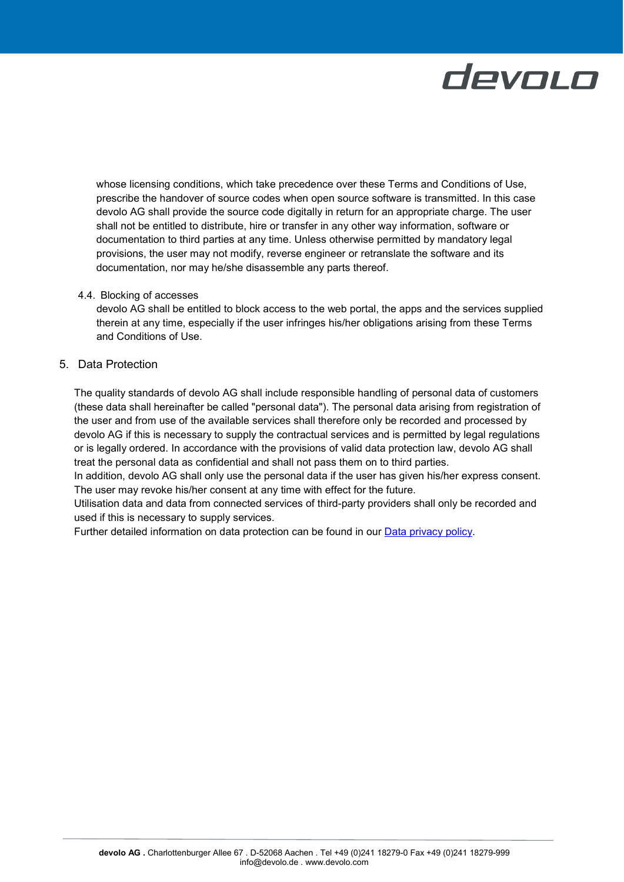whose licensing conditions, which take precedence over these Terms and Conditions of Use, prescribe the handover of source codes when open source software is transmitted. In this case devolo AG shall provide the source code digitally in return for an appropriate charge. The user shall not be entitled to distribute, hire or transfer in any other way information, software or documentation to third parties at any time. Unless otherwise permitted by mandatory legal provisions, the user may not modify, reverse engineer or retranslate the software and its documentation, nor may he/she disassemble any parts thereof.

### 4.4. Blocking of accesses

devolo AG shall be entitled to block access to the web portal, the apps and the services supplied therein at any time, especially if the user infringes his/her obligations arising from these Terms and Conditions of Use.

## 5. Data Protection

The quality standards of devolo AG shall include responsible handling of personal data of customers (these data shall hereinafter be called "personal data"). The personal data arising from registration of the user and from use of the available services shall therefore only be recorded and processed by devolo AG if this is necessary to supply the contractual services and is permitted by legal regulations or is legally ordered. In accordance with the provisions of valid data protection law, devolo AG shall treat the personal data as confidential and shall not pass them on to third parties.
In addition, devolo AG shall only use the personal data if the user has given his/her express consent. The user may revoke his/her consent at any time with effect for the future.
Utilisation data and data from connected services of third-party providers shall only be recorded and used if this is necessary to supply services.
Further detailed information on data protection can be found in our Data privacy policy.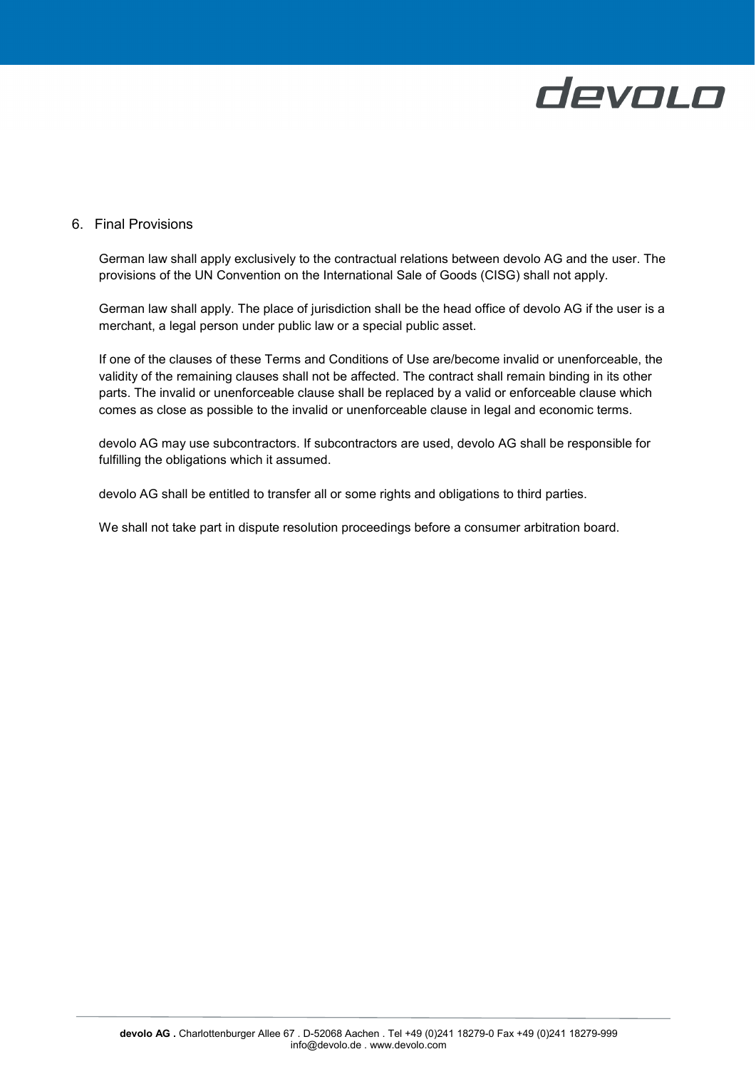## 6. Final Provisions

German law shall apply exclusively to the contractual relations between devolo AG and the user. The provisions of the UN Convention on the International Sale of Goods (CISG) shall not apply.

German law shall apply. The place of jurisdiction shall be the head office of devolo AG if the user is a merchant, a legal person under public law or a special public asset.

If one of the clauses of these Terms and Conditions of Use are/become invalid or unenforceable, the validity of the remaining clauses shall not be affected. The contract shall remain binding in its other parts. The invalid or unenforceable clause shall be replaced by a valid or enforceable clause which comes as close as possible to the invalid or unenforceable clause in legal and economic terms.

devolo AG may use subcontractors. If subcontractors are used, devolo AG shall be responsible for fulfilling the obligations which it assumed.

devolo AG shall be entitled to transfer all or some rights and obligations to third parties.

We shall not take part in dispute resolution proceedings before a consumer arbitration board.